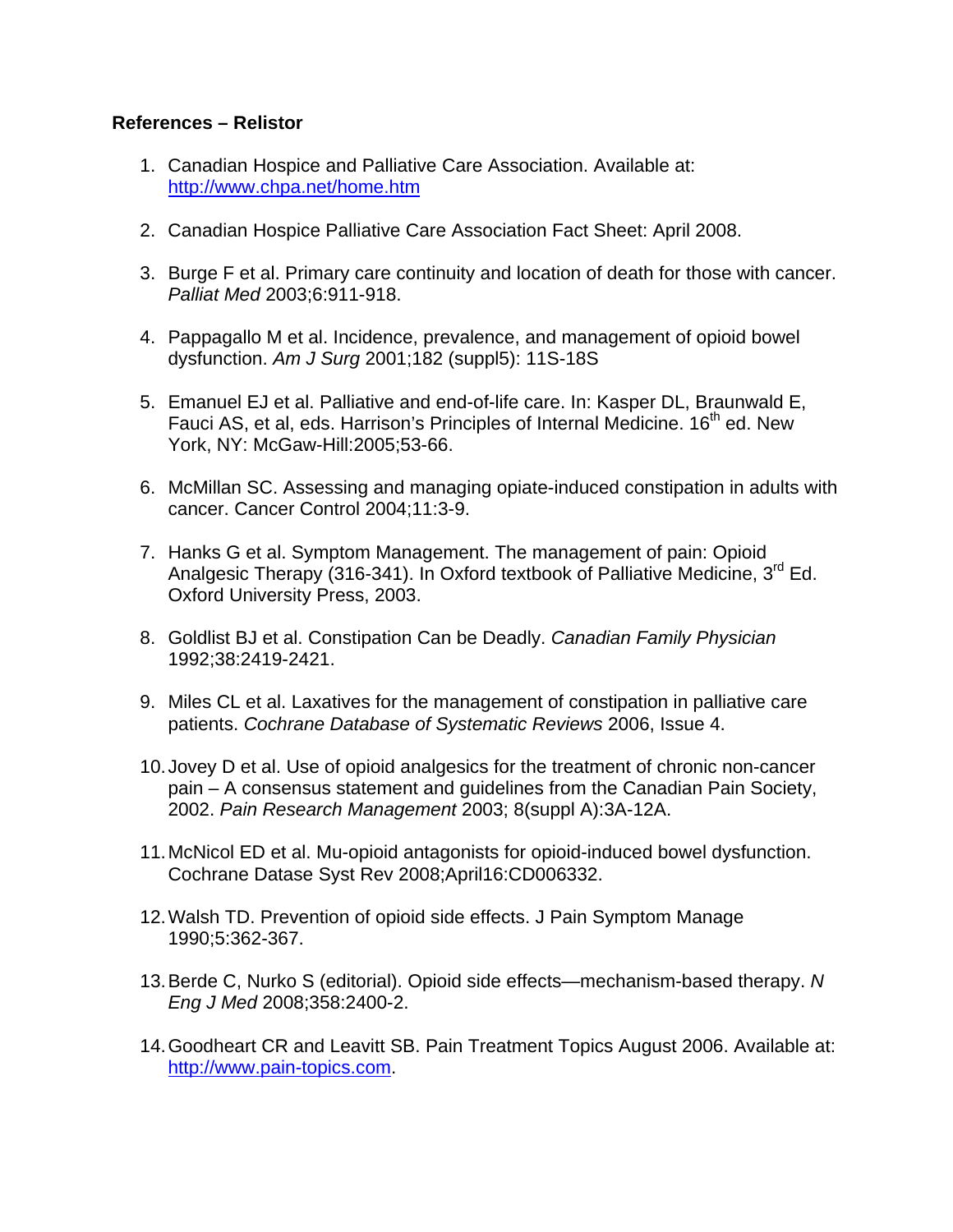**References – Relistor**

1. Canadian Hospice and Palliative Care Association. Available at: http://www.chpa.net/home.htm

2. Canadian Hospice Palliative Care Association Fact Sheet: April 2008.

3. Burge F et al. Primary care continuity and location of death for those with cancer. *Palliat Med* 2003;6:911-918.

4. Pappagallo M et al. Incidence, prevalence, and management of opioid bowel dysfunction. *Am J Surg* 2001;182 (suppl5): 11S-18S

5. Emanuel EJ et al. Palliative and end-of-life care. In: Kasper DL, Braunwald E, Fauci AS, et al, eds. Harrison's Principles of Internal Medicine. 16th ed. New York, NY: McGaw-Hill:2005;53-66.

6. McMillan SC. Assessing and managing opiate-induced constipation in adults with cancer. Cancer Control 2004;11:3-9.

7. Hanks G et al. Symptom Management. The management of pain: Opioid Analgesic Therapy (316-341). In Oxford textbook of Palliative Medicine, 3rd Ed. Oxford University Press, 2003.

8. Goldlist BJ et al. Constipation Can be Deadly. *Canadian Family Physician* 1992;38:2419-2421.

9. Miles CL et al. Laxatives for the management of constipation in palliative care patients. *Cochrane Database of Systematic Reviews* 2006, Issue 4.

10. Jovey D et al. Use of opioid analgesics for the treatment of chronic non-cancer pain – A consensus statement and guidelines from the Canadian Pain Society, 2002. *Pain Research Management* 2003; 8(suppl A):3A-12A.

11. McNicol ED et al. Mu-opioid antagonists for opioid-induced bowel dysfunction. Cochrane Datase Syst Rev 2008;April16:CD006332.

12. Walsh TD. Prevention of opioid side effects. J Pain Symptom Manage 1990;5:362-367.

13. Berde C, Nurko S (editorial). Opioid side effects—mechanism-based therapy. *N Eng J Med* 2008;358:2400-2.

14. Goodheart CR and Leavitt SB. Pain Treatment Topics August 2006. Available at: http://www.pain-topics.com.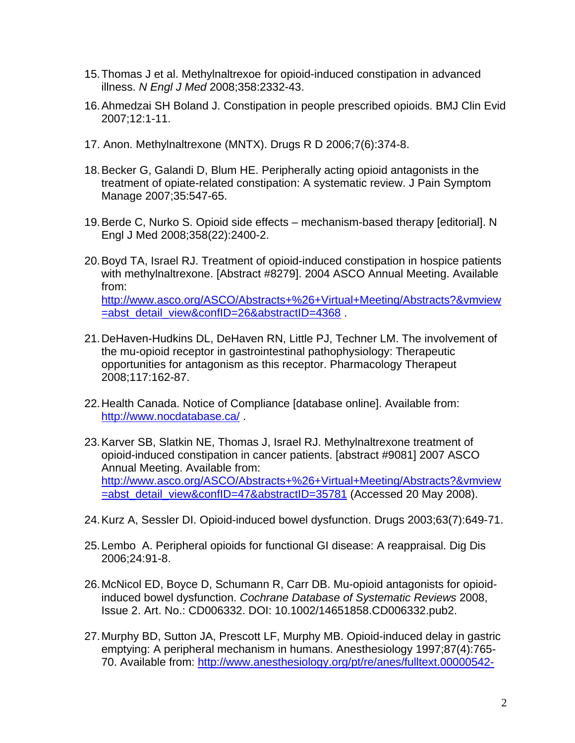15. Thomas J et al. Methylnaltrexoe for opioid-induced constipation in advanced illness. *N Engl J Med* 2008;358:2332-43.

16. Ahmedzai SH Boland J. Constipation in people prescribed opioids. BMJ Clin Evid 2007;12:1-11.

17. Anon. Methylnaltrexone (MNTX). Drugs R D 2006;7(6):374-8.

18. Becker G, Galandi D, Blum HE. Peripherally acting opioid antagonists in the treatment of opiate-related constipation: A systematic review. J Pain Symptom Manage 2007;35:547-65.

19. Berde C, Nurko S. Opioid side effects – mechanism-based therapy [editorial]. N Engl J Med 2008;358(22):2400-2.

20. Boyd TA, Israel RJ. Treatment of opioid-induced constipation in hospice patients with methylnaltrexone. [Abstract #8279]. 2004 ASCO Annual Meeting. Available from: http://www.asco.org/ASCO/Abstracts+%26+Virtual+Meeting/Abstracts?&vmview=abst_detail_view&confID=26&abstractID=4368 .

21. DeHaven-Hudkins DL, DeHaven RN, Little PJ, Techner LM. The involvement of the mu-opioid receptor in gastrointestinal pathophysiology: Therapeutic opportunities for antagonism as this receptor. Pharmacology Therapeut 2008;117:162-87.

22. Health Canada. Notice of Compliance [database online]. Available from: http://www.nocdatabase.ca/ .

23. Karver SB, Slatkin NE, Thomas J, Israel RJ. Methylnaltrexone treatment of opioid-induced constipation in cancer patients. [abstract #9081] 2007 ASCO Annual Meeting. Available from: http://www.asco.org/ASCO/Abstracts+%26+Virtual+Meeting/Abstracts?&vmview=abst_detail_view&confID=47&abstractID=35781 (Accessed 20 May 2008).

24. Kurz A, Sessler DI. Opioid-induced bowel dysfunction. Drugs 2003;63(7):649-71.

25. Lembo A. Peripheral opioids for functional GI disease: A reappraisal. Dig Dis 2006;24:91-8.

26. McNicol ED, Boyce D, Schumann R, Carr DB. Mu-opioid antagonists for opioid-induced bowel dysfunction. *Cochrane Database of Systematic Reviews* 2008, Issue 2. Art. No.: CD006332. DOI: 10.1002/14651858.CD006332.pub2.

27. Murphy BD, Sutton JA, Prescott LF, Murphy MB. Opioid-induced delay in gastric emptying: A peripheral mechanism in humans. Anesthesiology 1997;87(4):765-70. Available from: http://www.anesthesiology.org/pt/re/anes/fulltext.00000542-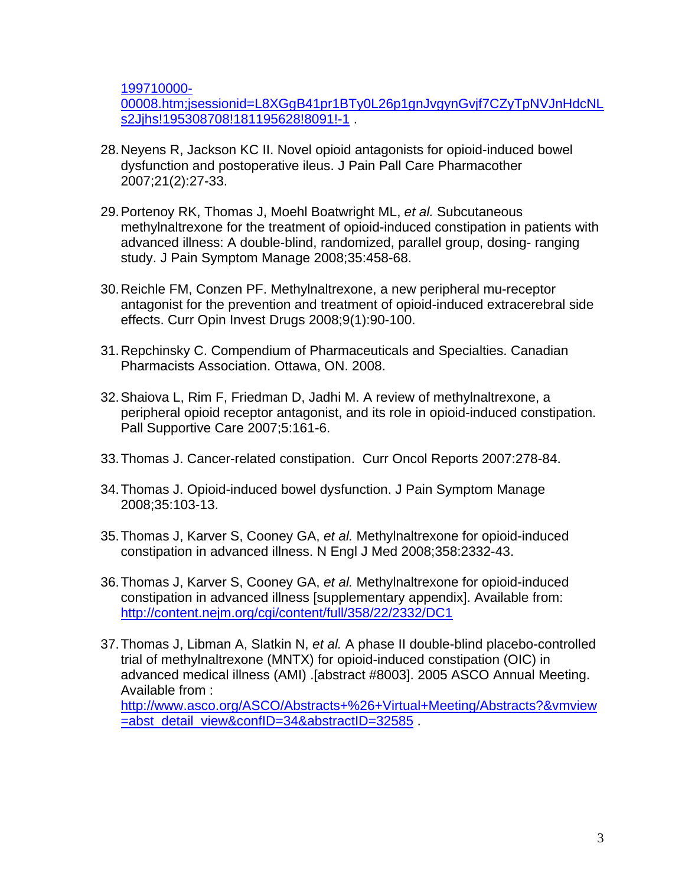[199710000-00008.htm;jsessionid=L8XGgB41pr1BTy0L26p1gnJvgynGvjf7CZyTpNVJnHdcNLs2Jjhs!195308708!181195628!8091!-1](199710000-00008.htm;jsessionid=L8XGgB41pr1BTy0L26p1gnJvgynGvjf7CZyTpNVJnHdcNLs2Jjhs!195308708!181195628!8091!-1) .

28. Neyens R, Jackson KC II. Novel opioid antagonists for opioid-induced bowel dysfunction and postoperative ileus. J Pain Pall Care Pharmacother 2007;21(2):27-33.

29. Portenoy RK, Thomas J, Moehl Boatwright ML, *et al.* Subcutaneous methylnaltrexone for the treatment of opioid-induced constipation in patients with advanced illness: A double-blind, randomized, parallel group, dosing- ranging study. J Pain Symptom Manage 2008;35:458-68.

30. Reichle FM, Conzen PF. Methylnaltrexone, a new peripheral mu-receptor antagonist for the prevention and treatment of opioid-induced extracerebral side effects. Curr Opin Invest Drugs 2008;9(1):90-100.

31. Repchinsky C. Compendium of Pharmaceuticals and Specialties. Canadian Pharmacists Association. Ottawa, ON. 2008.

32. Shaiova L, Rim F, Friedman D, Jadhi M. A review of methylnaltrexone, a peripheral opioid receptor antagonist, and its role in opioid-induced constipation. Pall Supportive Care 2007;5:161-6.

33. Thomas J. Cancer-related constipation. Curr Oncol Reports 2007:278-84.

34. Thomas J. Opioid-induced bowel dysfunction. J Pain Symptom Manage 2008;35:103-13.

35. Thomas J, Karver S, Cooney GA, *et al.* Methylnaltrexone for opioid-induced constipation in advanced illness. N Engl J Med 2008;358:2332-43.

36. Thomas J, Karver S, Cooney GA, *et al.* Methylnaltrexone for opioid-induced constipation in advanced illness [supplementary appendix]. Available from: [http://content.nejm.org/cgi/content/full/358/22/2332/DC1](http://content.nejm.org/cgi/content/full/358/22/2332/DC1)

37. Thomas J, Libman A, Slatkin N, *et al.* A phase II double-blind placebo-controlled trial of methylnaltrexone (MNTX) for opioid-induced constipation (OIC) in advanced medical illness (AMI) .[abstract #8003]. 2005 ASCO Annual Meeting. Available from : [http://www.asco.org/ASCO/Abstracts+%26+Virtual+Meeting/Abstracts?&vmview=abst_detail_view&confID=34&abstractID=32585](http://www.asco.org/ASCO/Abstracts+%26+Virtual+Meeting/Abstracts?&vmview=abst_detail_view&confID=34&abstractID=32585) .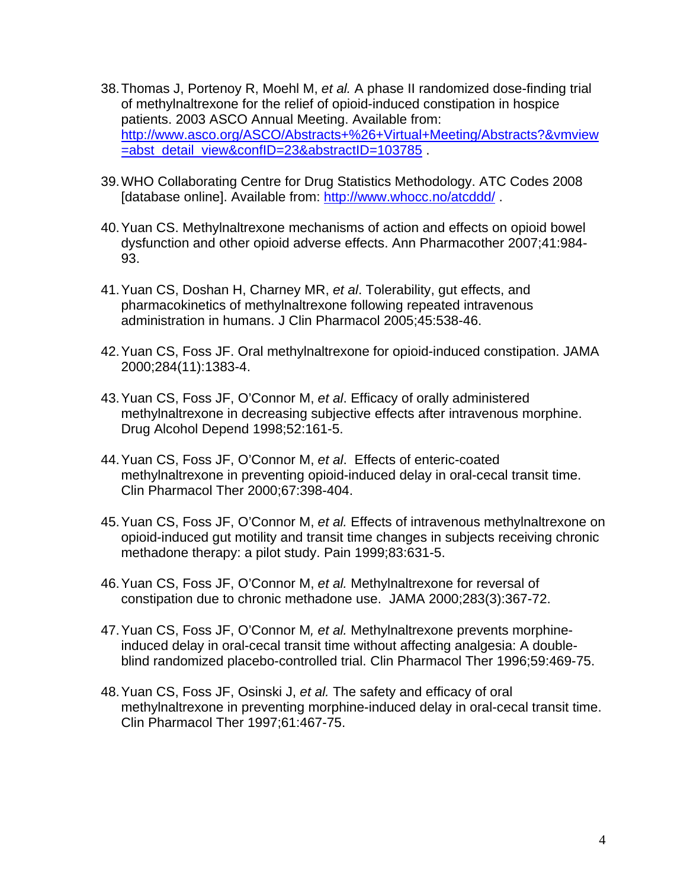38. Thomas J, Portenoy R, Moehl M, *et al.* A phase II randomized dose-finding trial of methylnaltrexone for the relief of opioid-induced constipation in hospice patients. 2003 ASCO Annual Meeting. Available from: [http://www.asco.org/ASCO/Abstracts+%26+Virtual+Meeting/Abstracts?&vmview=abst_detail_view&confID=23&abstractID=103785](http://www.asco.org/ASCO/Abstracts+%26+Virtual+Meeting/Abstracts?&vmview=abst_detail_view&confID=23&abstractID=103785) .

39. WHO Collaborating Centre for Drug Statistics Methodology. ATC Codes 2008 [database online]. Available from: [http://www.whocc.no/atcddd/](http://www.whocc.no/atcddd/) .

40. Yuan CS. Methylnaltrexone mechanisms of action and effects on opioid bowel dysfunction and other opioid adverse effects. Ann Pharmacother 2007;41:984-93.

41. Yuan CS, Doshan H, Charney MR, *et al*. Tolerability, gut effects, and pharmacokinetics of methylnaltrexone following repeated intravenous administration in humans. J Clin Pharmacol 2005;45:538-46.

42. Yuan CS, Foss JF. Oral methylnaltrexone for opioid-induced constipation. JAMA 2000;284(11):1383-4.

43. Yuan CS, Foss JF, O'Connor M, *et al*. Efficacy of orally administered methylnaltrexone in decreasing subjective effects after intravenous morphine. Drug Alcohol Depend 1998;52:161-5.

44. Yuan CS, Foss JF, O'Connor M, *et al*. Effects of enteric-coated methylnaltrexone in preventing opioid-induced delay in oral-cecal transit time. Clin Pharmacol Ther 2000;67:398-404.

45. Yuan CS, Foss JF, O'Connor M, *et al.* Effects of intravenous methylnaltrexone on opioid-induced gut motility and transit time changes in subjects receiving chronic methadone therapy: a pilot study. Pain 1999;83:631-5.

46. Yuan CS, Foss JF, O'Connor M, *et al.* Methylnaltrexone for reversal of constipation due to chronic methadone use. JAMA 2000;283(3):367-72.

47. Yuan CS, Foss JF, O'Connor M, *et al.* Methylnaltrexone prevents morphine-induced delay in oral-cecal transit time without affecting analgesia: A double-blind randomized placebo-controlled trial. Clin Pharmacol Ther 1996;59:469-75.

48. Yuan CS, Foss JF, Osinski J, *et al.* The safety and efficacy of oral methylnaltrexone in preventing morphine-induced delay in oral-cecal transit time. Clin Pharmacol Ther 1997;61:467-75.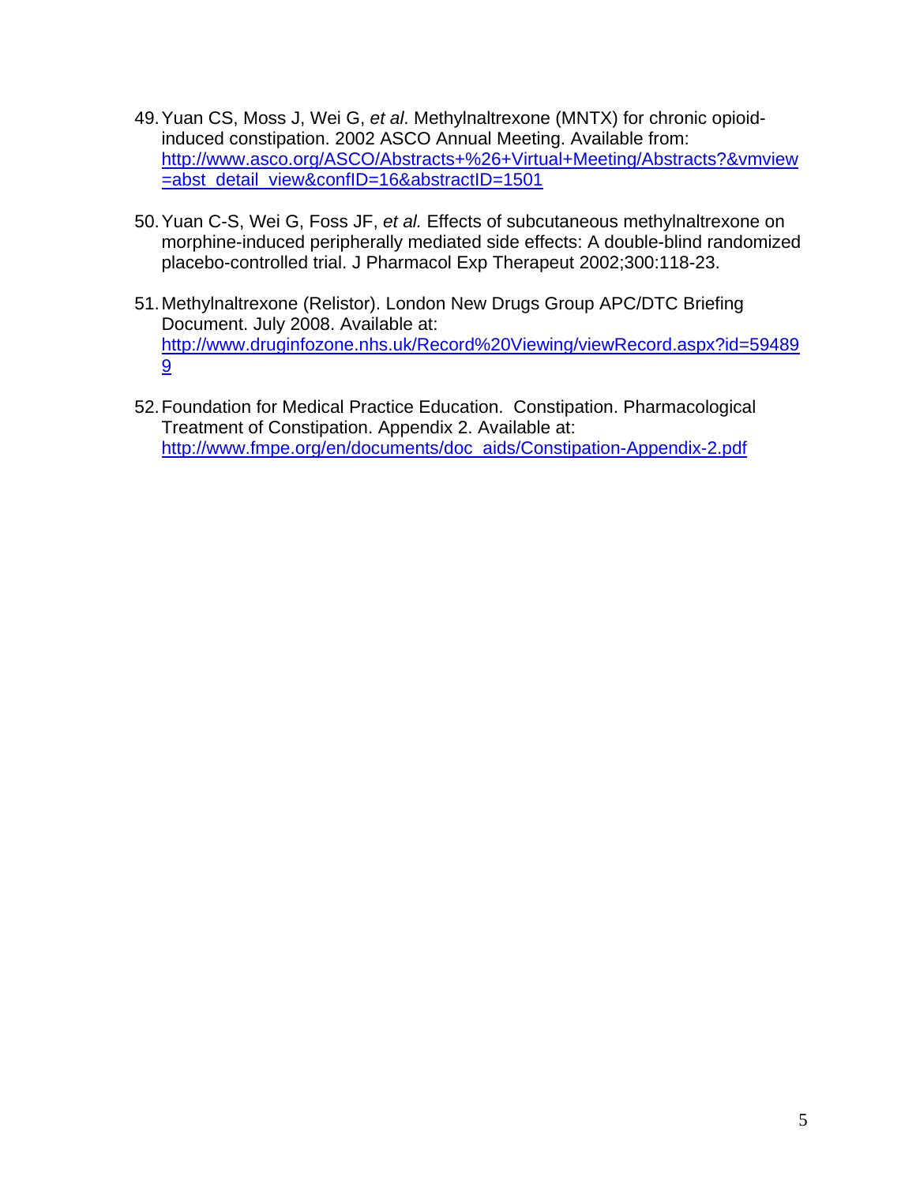49. Yuan CS, Moss J, Wei G, *et al*. Methylnaltrexone (MNTX) for chronic opioid-induced constipation. 2002 ASCO Annual Meeting. Available from: http://www.asco.org/ASCO/Abstracts+%26+Virtual+Meeting/Abstracts?&vmview=abst_detail_view&confID=16&abstractID=1501

50. Yuan C-S, Wei G, Foss JF, *et al.* Effects of subcutaneous methylnaltrexone on morphine-induced peripherally mediated side effects: A double-blind randomized placebo-controlled trial. J Pharmacol Exp Therapeut 2002;300:118-23.

51. Methylnaltrexone (Relistor). London New Drugs Group APC/DTC Briefing Document. July 2008. Available at: http://www.druginfozone.nhs.uk/Record%20Viewing/viewRecord.aspx?id=594899

52. Foundation for Medical Practice Education. Constipation. Pharmacological Treatment of Constipation. Appendix 2. Available at: http://www.fmpe.org/en/documents/doc_aids/Constipation-Appendix-2.pdf